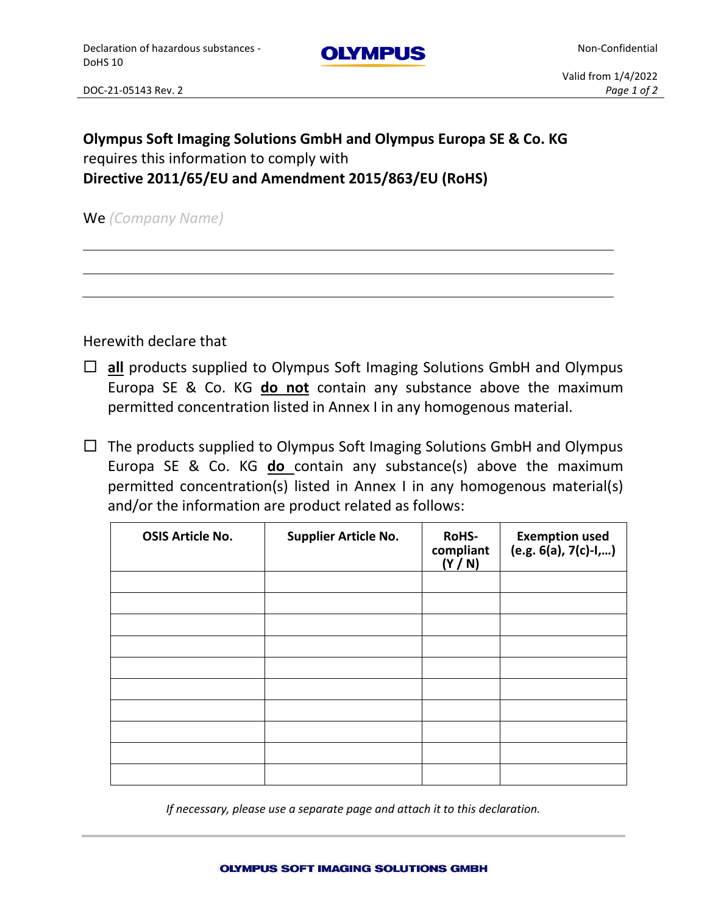**Olympus Soft Imaging Solutions GmbH and Olympus Europa SE & Co. KG** requires this information to comply with **Directive 2011/65/EU and Amendment 2015/863/EU (RoHS)**

We *(Company Name)*

\_\_\_\_\_\_\_\_\_\_\_\_\_\_\_\_\_\_\_\_\_\_\_\_\_\_\_\_\_\_\_\_\_\_\_\_\_\_\_\_\_\_\_\_\_\_\_\_\_\_

\_\_\_\_\_\_\_\_\_\_\_\_\_\_\_\_\_\_\_\_\_\_\_\_\_\_\_\_\_\_\_\_\_\_\_\_\_\_\_\_\_\_\_\_\_\_\_\_\_\_

\_\_\_\_\_\_\_\_\_\_\_\_\_\_\_\_\_\_\_\_\_\_\_\_\_\_\_\_\_\_\_\_\_\_\_\_\_\_\_\_\_\_\_\_\_\_\_\_\_\_

Herewith declare that

☐ **all** products supplied to Olympus Soft Imaging Solutions GmbH and Olympus Europa SE & Co. KG **do not** contain any substance above the maximum permitted concentration listed in Annex I in any homogenous material.

☐ The products supplied to Olympus Soft Imaging Solutions GmbH and Olympus Europa SE & Co. KG **do** contain any substance(s) above the maximum permitted concentration(s) listed in Annex I in any homogenous material(s) and/or the information are product related as follows:

| OSIS Article No. | Supplier Article No. | RoHS-compliant (Y / N) | Exemption used (e.g. 6(a), 7(c)-I,…) |
|---|---|---|---|
| | | | |
| | | | |
| | | | |
| | | | |
| | | | |
| | | | |
| | | | |
| | | | |
| | | | |
| | | | |

*If necessary, please use a separate page and attach it to this declaration.*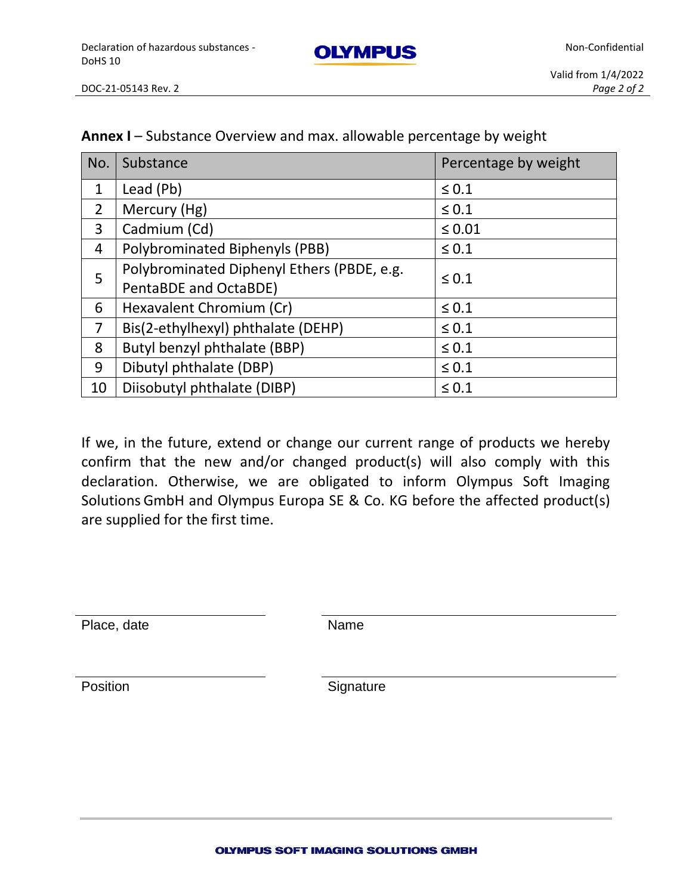**Annex I** – Substance Overview and max. allowable percentage by weight

| No. | Substance | Percentage by weight |
|---|---|---|
| 1 | Lead (Pb) | ≤ 0.1 |
| 2 | Mercury (Hg) | ≤ 0.1 |
| 3 | Cadmium (Cd) | ≤ 0.01 |
| 4 | Polybrominated Biphenyls (PBB) | ≤ 0.1 |
| 5 | Polybrominated Diphenyl Ethers (PBDE, e.g. PentaBDE and OctaBDE) | ≤ 0.1 |
| 6 | Hexavalent Chromium (Cr) | ≤ 0.1 |
| 7 | Bis(2-ethylhexyl) phthalate (DEHP) | ≤ 0.1 |
| 8 | Butyl benzyl phthalate (BBP) | ≤ 0.1 |
| 9 | Dibutyl phthalate (DBP) | ≤ 0.1 |
| 10 | Diisobutyl phthalate (DIBP) | ≤ 0.1 |

If we, in the future, extend or change our current range of products we hereby confirm that the new and/or changed product(s) will also comply with this declaration. Otherwise, we are obligated to inform Olympus Soft Imaging Solutions GmbH and Olympus Europa SE & Co. KG before the affected product(s) are supplied for the first time.

Place, date

Name

Position

Signature